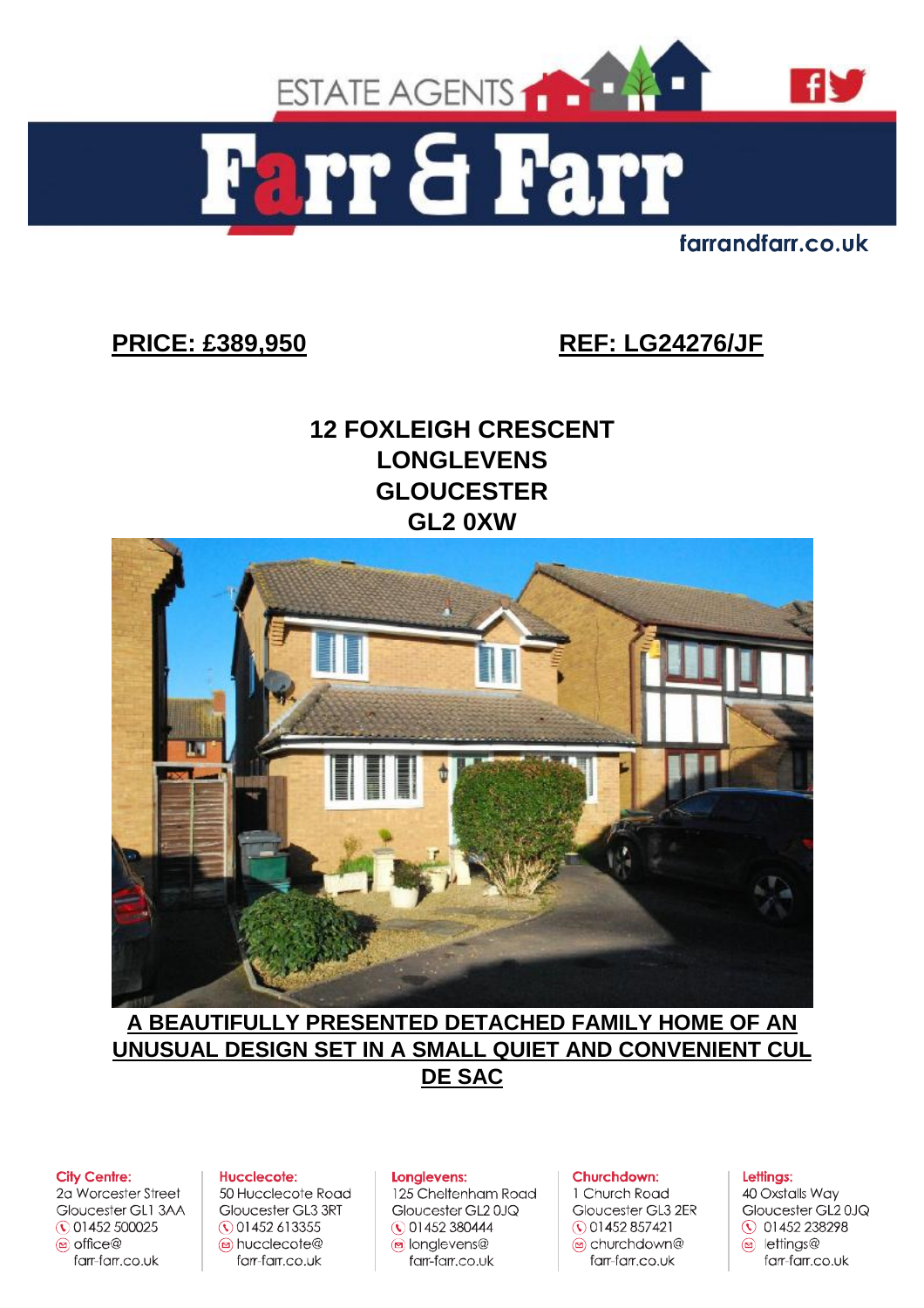ESTATE AGENTS

# Farr & Farr

farrandfarr.co.uk

**PRICE: £389,950** **REF: LG24276/JF**

## 12 FOXLEIGH CRESCENT
## LONGLEVENS
## GLOUCESTER
## GL2 0XW

**A BEAUTIFULLY PRESENTED DETACHED FAMILY HOME OF AN UNUSUAL DESIGN SET IN A SMALL QUIET AND CONVENIENT CUL DE SAC**

**City Centre:**
2a Worcester Street
Gloucester GL1 3AA
01452 500025
office@farr-farr.co.uk

**Hucclecote:**
50 Hucclecote Road
Gloucester GL3 3RT
01452 613355
hucclecote@farr-farr.co.uk

**Longlevens:**
125 Cheltenham Road
Gloucester GL2 0JQ
01452 380444
longlevens@farr-farr.co.uk

**Churchdown:**
1 Church Road
Gloucester GL3 2ER
01452 857421
churchdown@farr-farr.co.uk

**Lettings:**
40 Oxstalls Way
Gloucester GL2 0JQ
01452 238298
lettings@farr-farr.co.uk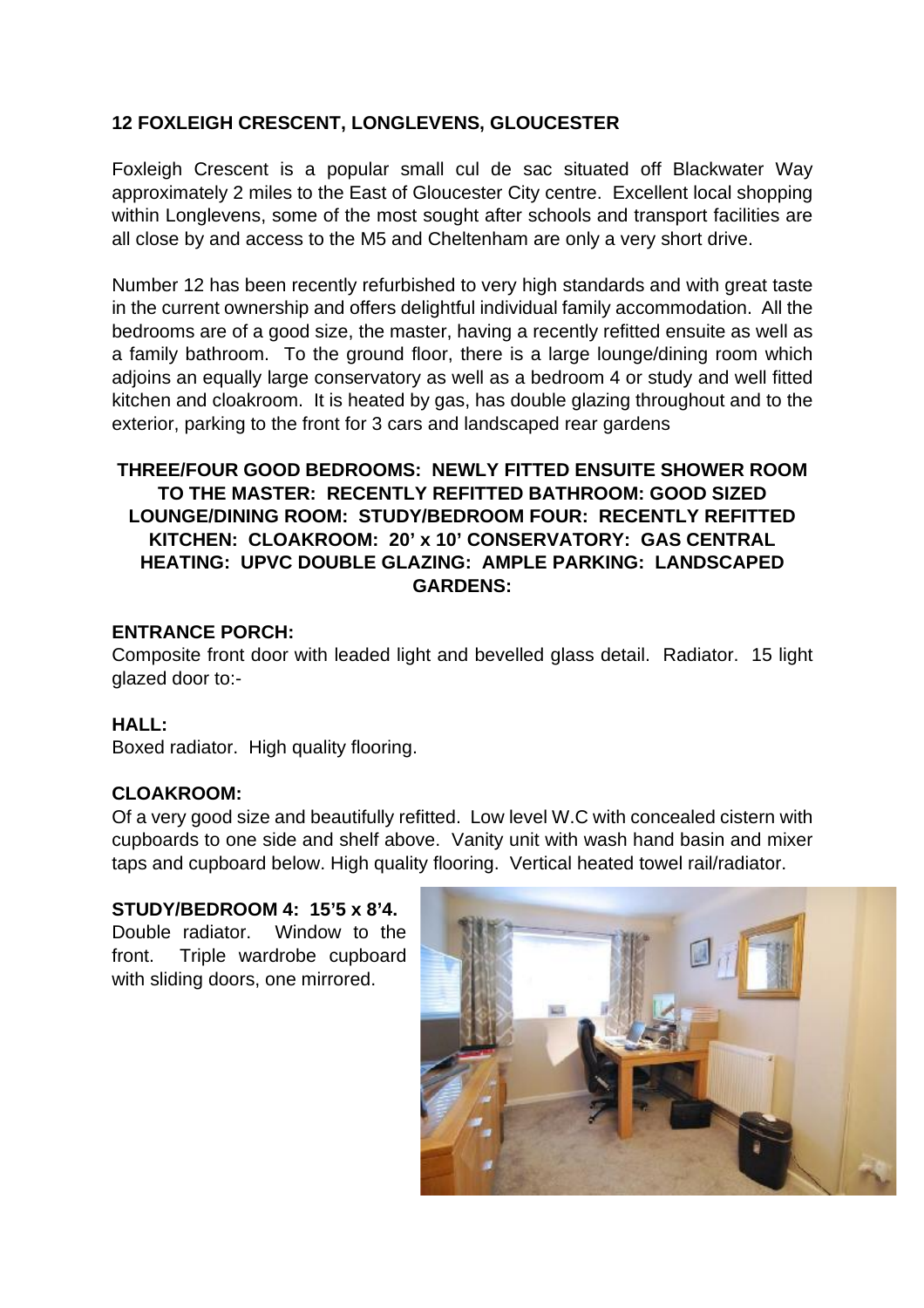**12 FOXLEIGH CRESCENT, LONGLEVENS, GLOUCESTER**

Foxleigh Crescent is a popular small cul de sac situated off Blackwater Way approximately 2 miles to the East of Gloucester City centre. Excellent local shopping within Longlevens, some of the most sought after schools and transport facilities are all close by and access to the M5 and Cheltenham are only a very short drive.

Number 12 has been recently refurbished to very high standards and with great taste in the current ownership and offers delightful individual family accommodation. All the bedrooms are of a good size, the master, having a recently refitted ensuite as well as a family bathroom. To the ground floor, there is a large lounge/dining room which adjoins an equally large conservatory as well as a bedroom 4 or study and well fitted kitchen and cloakroom. It is heated by gas, has double glazing throughout and to the exterior, parking to the front for 3 cars and landscaped rear gardens

**THREE/FOUR GOOD BEDROOMS: NEWLY FITTED ENSUITE SHOWER ROOM TO THE MASTER: RECENTLY REFITTED BATHROOM: GOOD SIZED LOUNGE/DINING ROOM: STUDY/BEDROOM FOUR: RECENTLY REFITTED KITCHEN: CLOAKROOM: 20' x 10' CONSERVATORY: GAS CENTRAL HEATING: UPVC DOUBLE GLAZING: AMPLE PARKING: LANDSCAPED GARDENS:**

**ENTRANCE PORCH:**
Composite front door with leaded light and bevelled glass detail. Radiator. 15 light glazed door to:-

**HALL:**
Boxed radiator. High quality flooring.

**CLOAKROOM:**
Of a very good size and beautifully refitted. Low level W.C with concealed cistern with cupboards to one side and shelf above. Vanity unit with wash hand basin and mixer taps and cupboard below. High quality flooring. Vertical heated towel rail/radiator.

**STUDY/BEDROOM 4: 15'5 x 8'4.**
Double radiator. Window to the front. Triple wardrobe cupboard with sliding doors, one mirrored.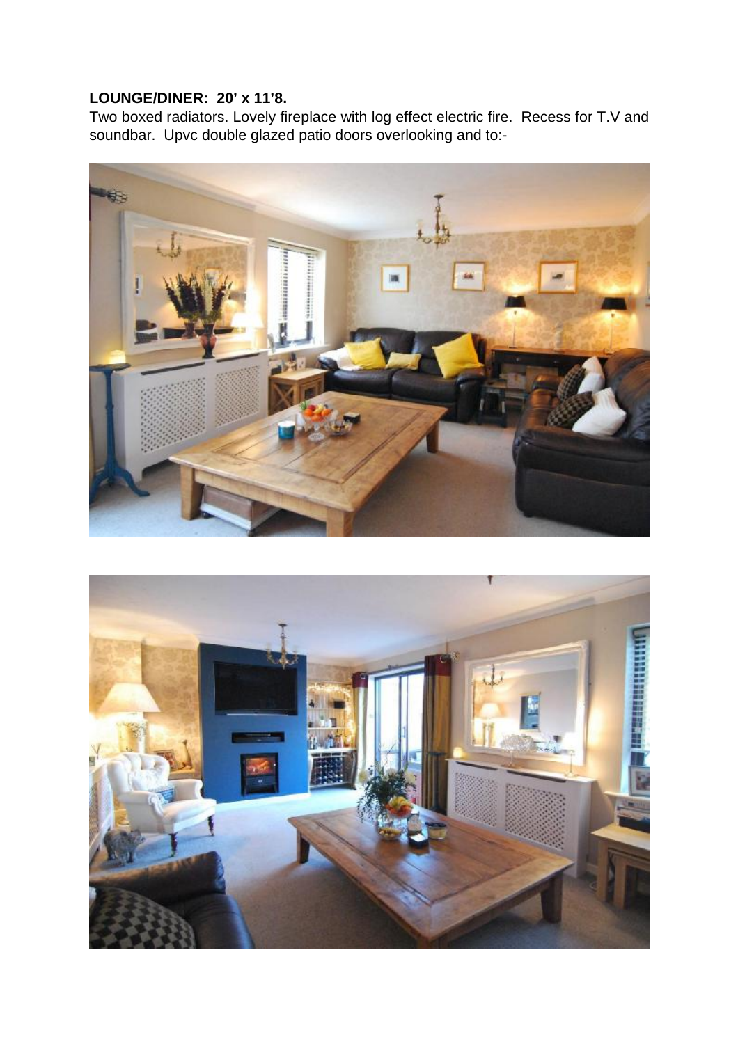**LOUNGE/DINER: 20' x 11'8.**

Two boxed radiators. Lovely fireplace with log effect electric fire. Recess for T.V and soundbar. Upvc double glazed patio doors overlooking and to:-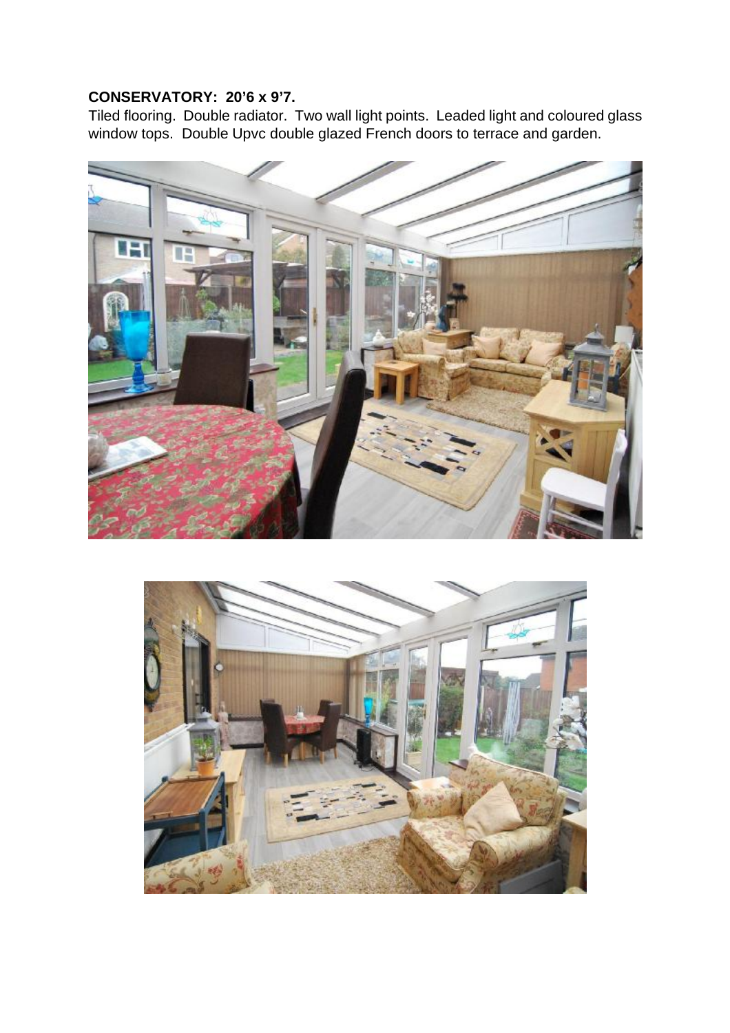**CONSERVATORY: 20'6 x 9'7.**

Tiled flooring. Double radiator. Two wall light points. Leaded light and coloured glass window tops. Double Upvc double glazed French doors to terrace and garden.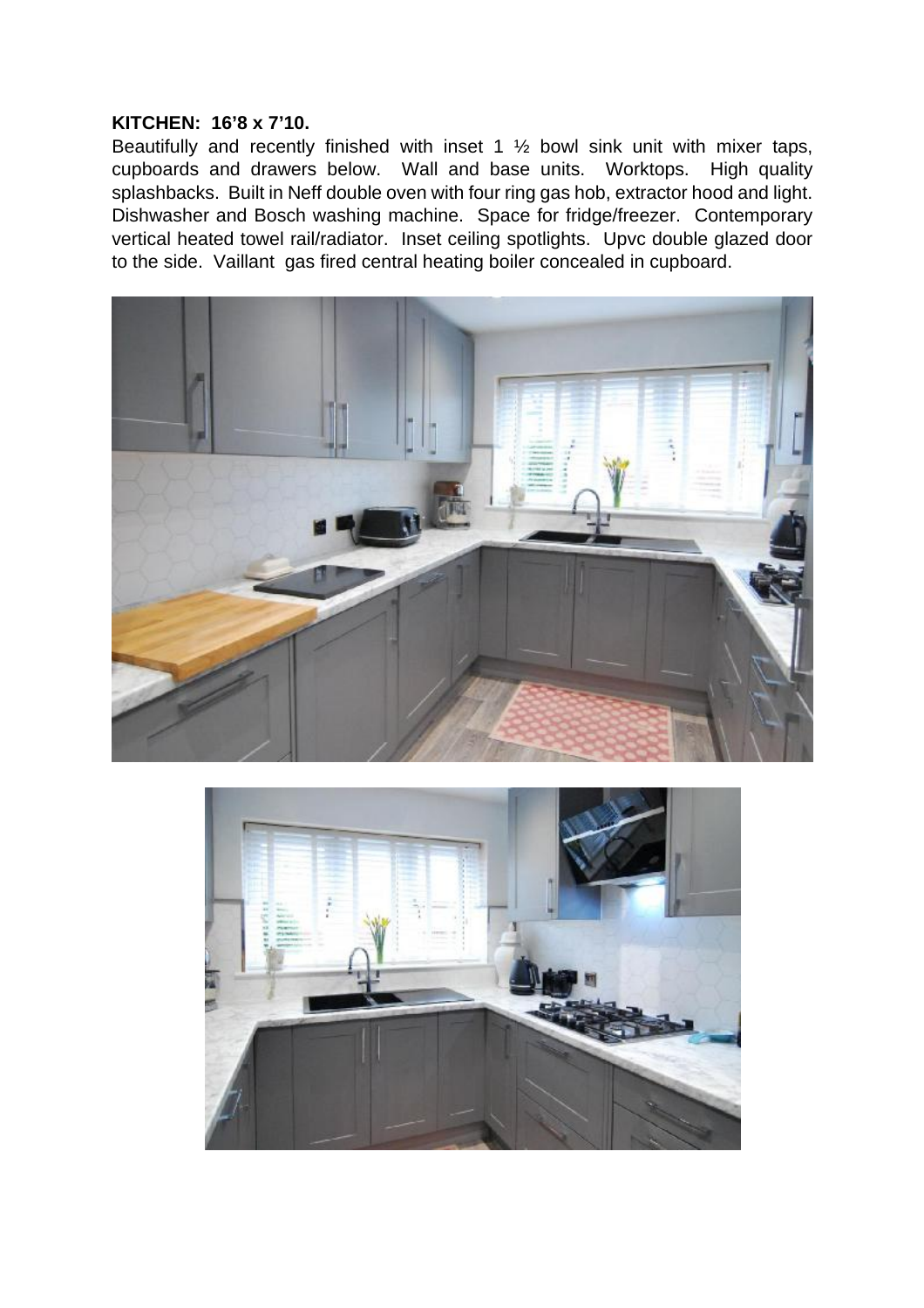**KITCHEN: 16'8 x 7'10.**

Beautifully and recently finished with inset 1 ½ bowl sink unit with mixer taps, cupboards and drawers below. Wall and base units. Worktops. High quality splashbacks. Built in Neff double oven with four ring gas hob, extractor hood and light. Dishwasher and Bosch washing machine. Space for fridge/freezer. Contemporary vertical heated towel rail/radiator. Inset ceiling spotlights. Upvc double glazed door to the side. Vaillant gas fired central heating boiler concealed in cupboard.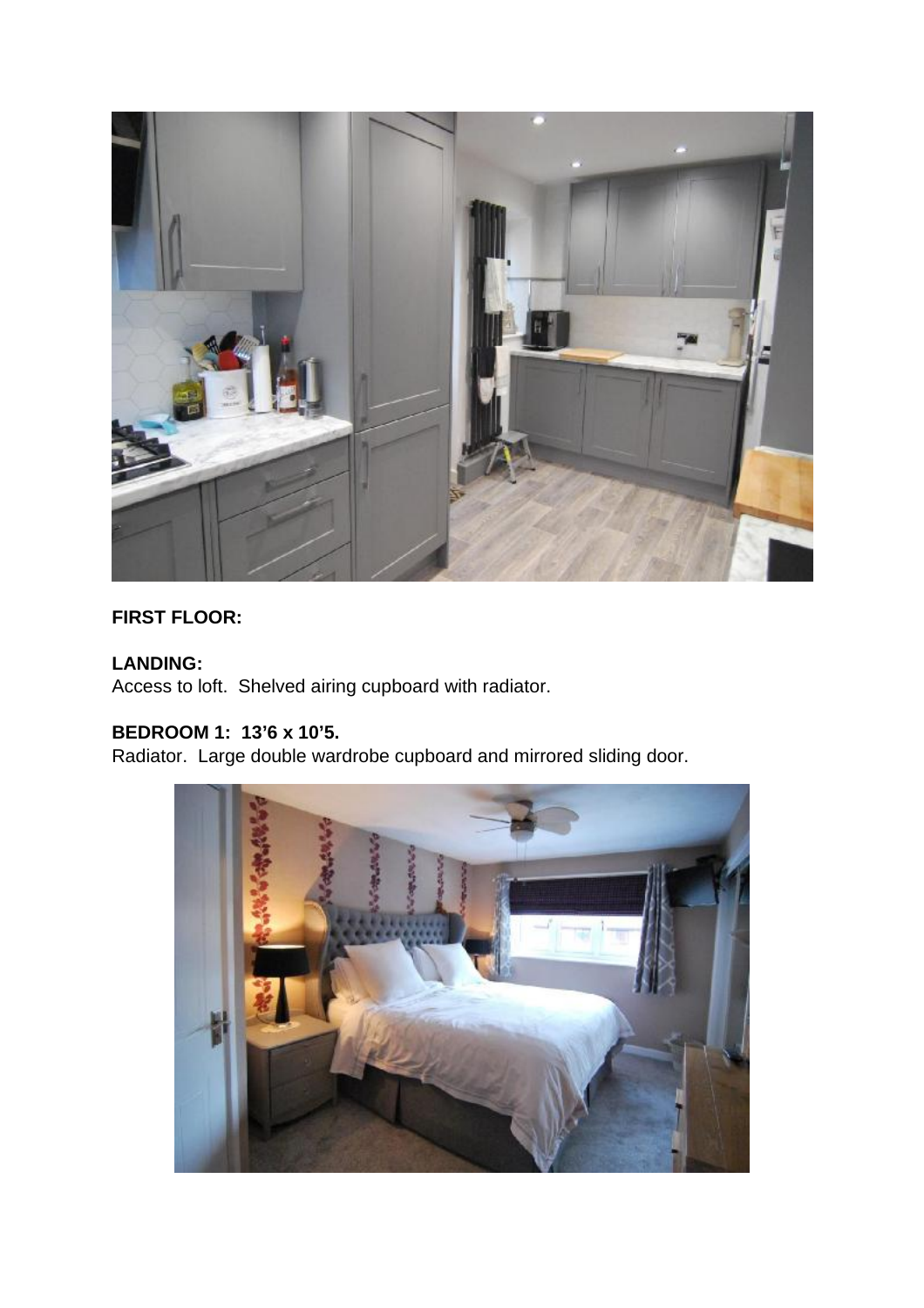**FIRST FLOOR:**

**LANDING:**
Access to loft. Shelved airing cupboard with radiator.

**BEDROOM 1: 13'6 x 10'5.**
Radiator. Large double wardrobe cupboard and mirrored sliding door.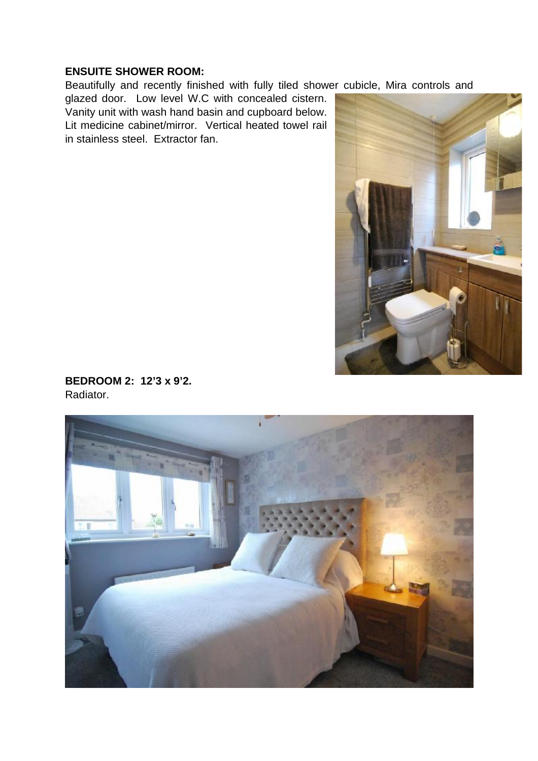**ENSUITE SHOWER ROOM:**

Beautifully and recently finished with fully tiled shower cubicle, Mira controls and glazed door. Low level W.C with concealed cistern. Vanity unit with wash hand basin and cupboard below. Lit medicine cabinet/mirror. Vertical heated towel rail in stainless steel. Extractor fan.

**BEDROOM 2: 12'3 x 9'2.**

Radiator.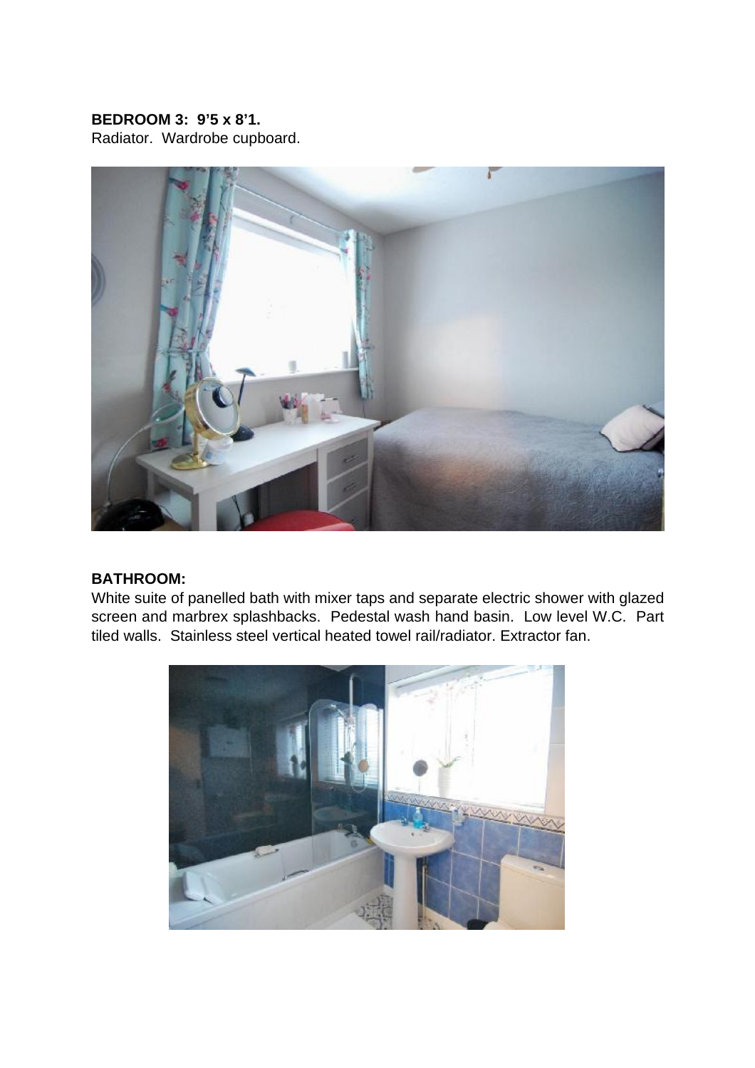**BEDROOM 3: 9'5 x 8'1.**
Radiator. Wardrobe cupboard.

**BATHROOM:**
White suite of panelled bath with mixer taps and separate electric shower with glazed screen and marbrex splashbacks. Pedestal wash hand basin. Low level W.C. Part tiled walls. Stainless steel vertical heated towel rail/radiator. Extractor fan.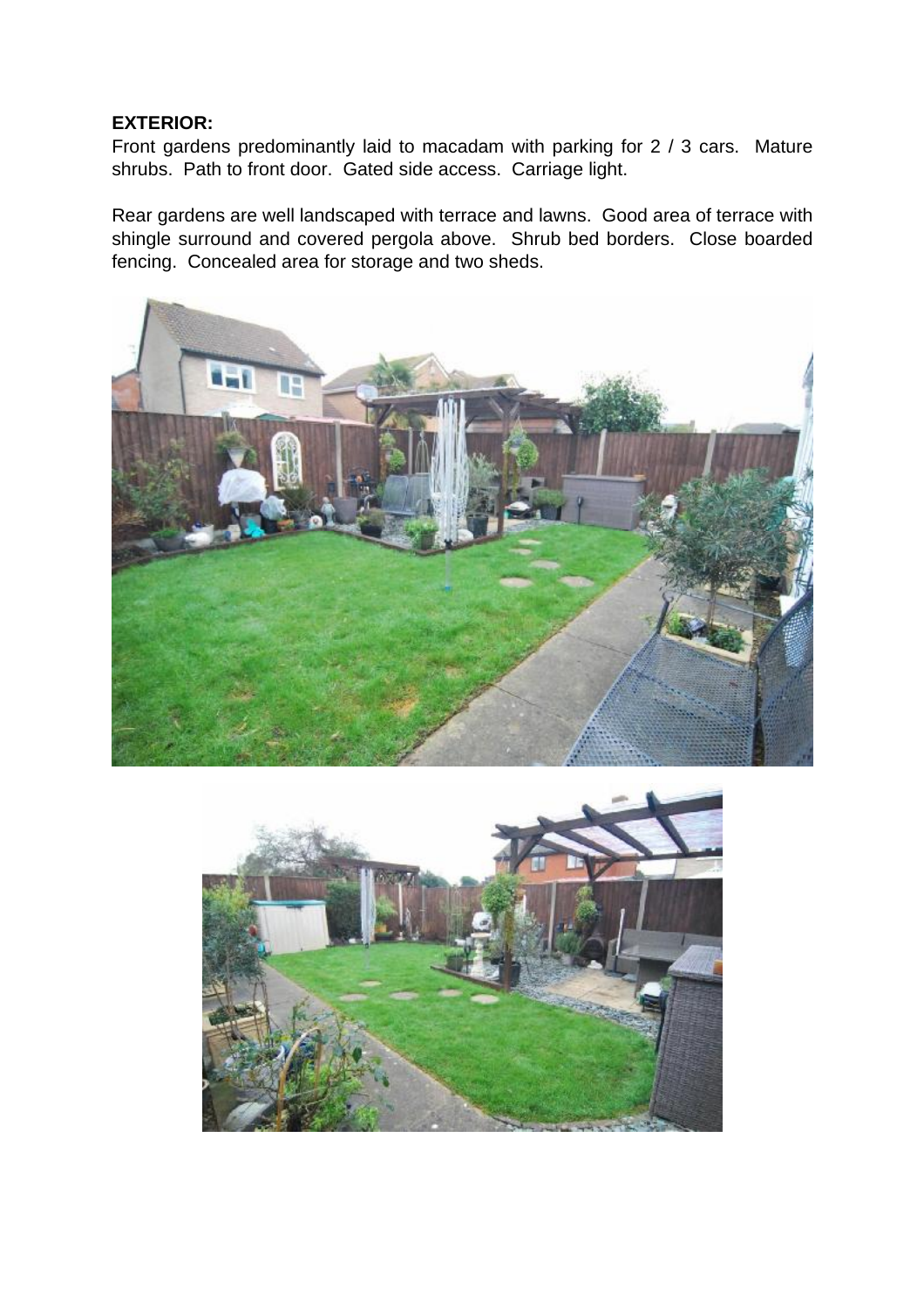**EXTERIOR:**

Front gardens predominantly laid to macadam with parking for 2 / 3 cars. Mature shrubs. Path to front door. Gated side access. Carriage light.

Rear gardens are well landscaped with terrace and lawns. Good area of terrace with shingle surround and covered pergola above. Shrub bed borders. Close boarded fencing. Concealed area for storage and two sheds.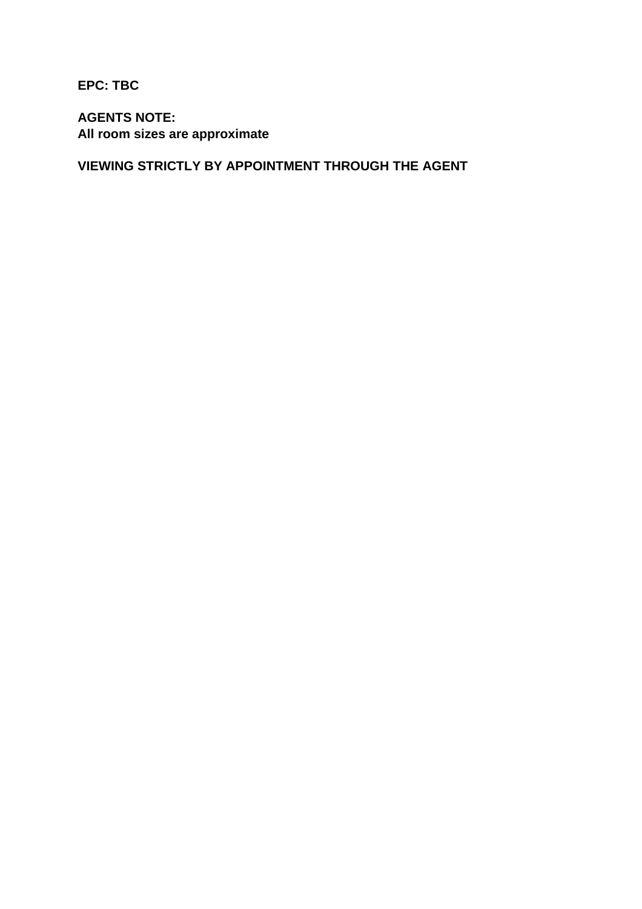**EPC: TBC**

**AGENTS NOTE:**
**All room sizes are approximate**

**VIEWING STRICTLY BY APPOINTMENT THROUGH THE AGENT**